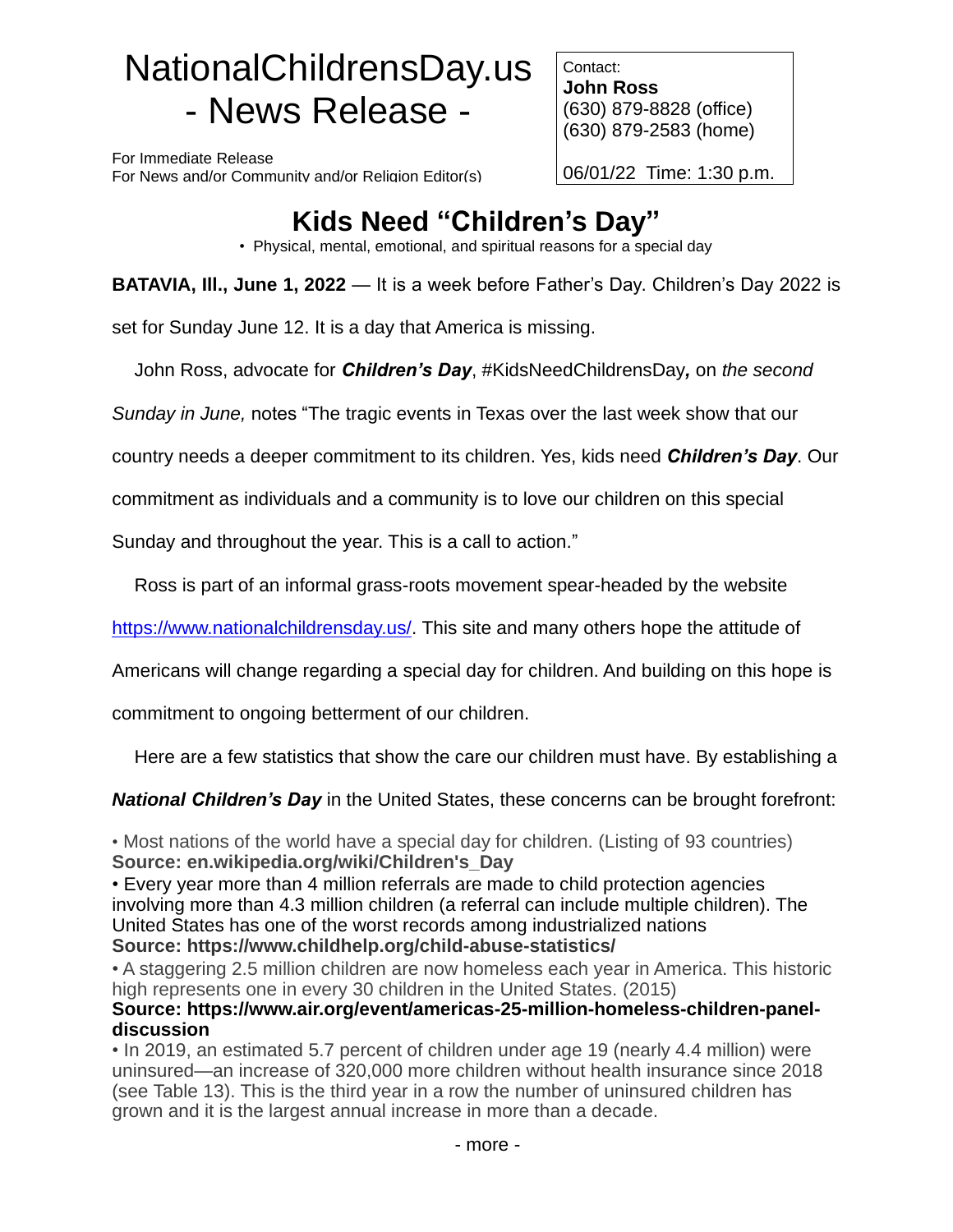# NationalChildrensDay.us - News Release -

For Immediate Release
For News and/or Community and/or Religion Editor(s)

Contact:
**John Ross**
(630) 879-8828 (office)
(630) 879-2583 (home)

06/01/22 Time: 1:30 p.m.

## Kids Need "Children's Day"

• Physical, mental, emotional, and spiritual reasons for a special day

**BATAVIA, Ill., June 1, 2022** — It is a week before Father's Day. Children's Day 2022 is set for Sunday June 12. It is a day that America is missing.

John Ross, advocate for ***Children's Day***, #KidsNeedChildrensDay***,*** on *the second Sunday in June,* notes "The tragic events in Texas over the last week show that our country needs a deeper commitment to its children. Yes, kids need ***Children's Day***. Our commitment as individuals and a community is to love our children on this special Sunday and throughout the year. This is a call to action."

Ross is part of an informal grass-roots movement spear-headed by the website https://www.nationalchildrensday.us/. This site and many others hope the attitude of Americans will change regarding a special day for children. And building on this hope is commitment to ongoing betterment of our children.

Here are a few statistics that show the care our children must have. By establishing a ***National Children's Day*** in the United States, these concerns can be brought forefront:

• Most nations of the world have a special day for children. (Listing of 93 countries)
**Source: en.wikipedia.org/wiki/Children's_Day**

• Every year more than 4 million referrals are made to child protection agencies involving more than 4.3 million children (a referral can include multiple children). The United States has one of the worst records among industrialized nations
**Source: https://www.childhelp.org/child-abuse-statistics/**

• A staggering 2.5 million children are now homeless each year in America. This historic high represents one in every 30 children in the United States. (2015)
**Source: https://www.air.org/event/americas-25-million-homeless-children-panel-discussion**

• In 2019, an estimated 5.7 percent of children under age 19 (nearly 4.4 million) were uninsured—an increase of 320,000 more children without health insurance since 2018 (see Table 13). This is the third year in a row the number of uninsured children has grown and it is the largest annual increase in more than a decade.

- more -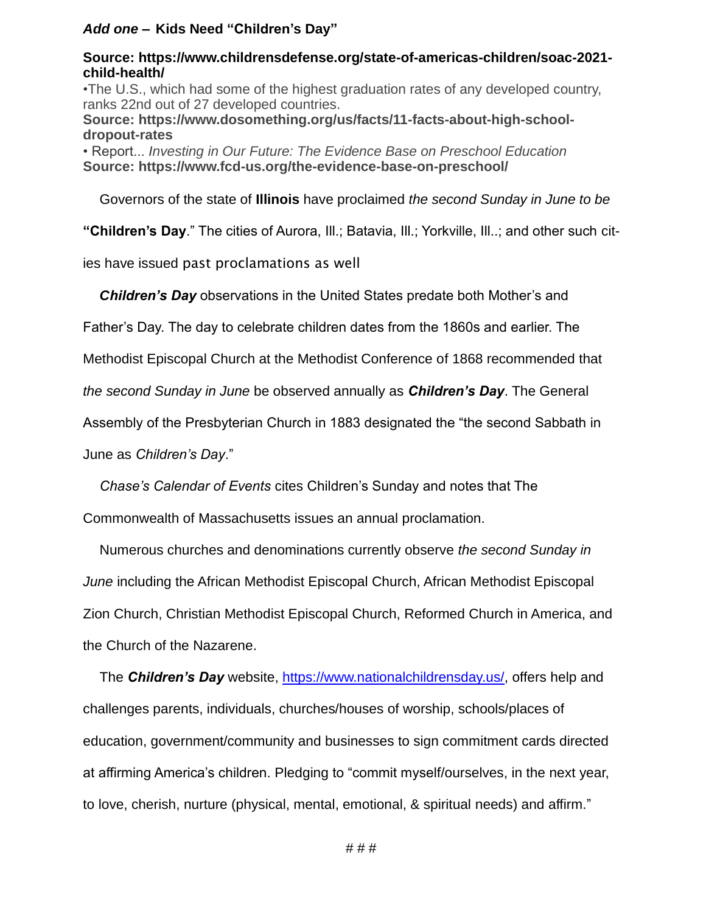***Add one* – Kids Need "Children's Day"**

**Source: https://www.childrensdefense.org/state-of-americas-children/soac-2021-child-health/**

•The U.S., which had some of the highest graduation rates of any developed country, ranks 22nd out of 27 developed countries.

**Source: https://www.dosomething.org/us/facts/11-facts-about-high-school-dropout-rates**

• Report... *Investing in Our Future: The Evidence Base on Preschool Education*

**Source: https://www.fcd-us.org/the-evidence-base-on-preschool/**

Governors of the state of **Illinois** have proclaimed *the second Sunday in June to be* **"Children's Day**." The cities of Aurora, Ill.; Batavia, Ill.; Yorkville, Ill..; and other such cities have issued past proclamations as well

***Children's Day*** observations in the United States predate both Mother's and Father's Day. The day to celebrate children dates from the 1860s and earlier. The Methodist Episcopal Church at the Methodist Conference of 1868 recommended that *the second Sunday in June* be observed annually as ***Children's Day***. The General Assembly of the Presbyterian Church in 1883 designated the "the second Sabbath in June as *Children's Day*."

*Chase's Calendar of Events* cites Children's Sunday and notes that The Commonwealth of Massachusetts issues an annual proclamation.

Numerous churches and denominations currently observe *the second Sunday in June* including the African Methodist Episcopal Church, African Methodist Episcopal Zion Church, Christian Methodist Episcopal Church, Reformed Church in America, and the Church of the Nazarene.

The ***Children's Day*** website, https://www.nationalchildrensday.us/, offers help and challenges parents, individuals, churches/houses of worship, schools/places of education, government/community and businesses to sign commitment cards directed at affirming America's children. Pledging to "commit myself/ourselves, in the next year, to love, cherish, nurture (physical, mental, emotional, & spiritual needs) and affirm."

# # #